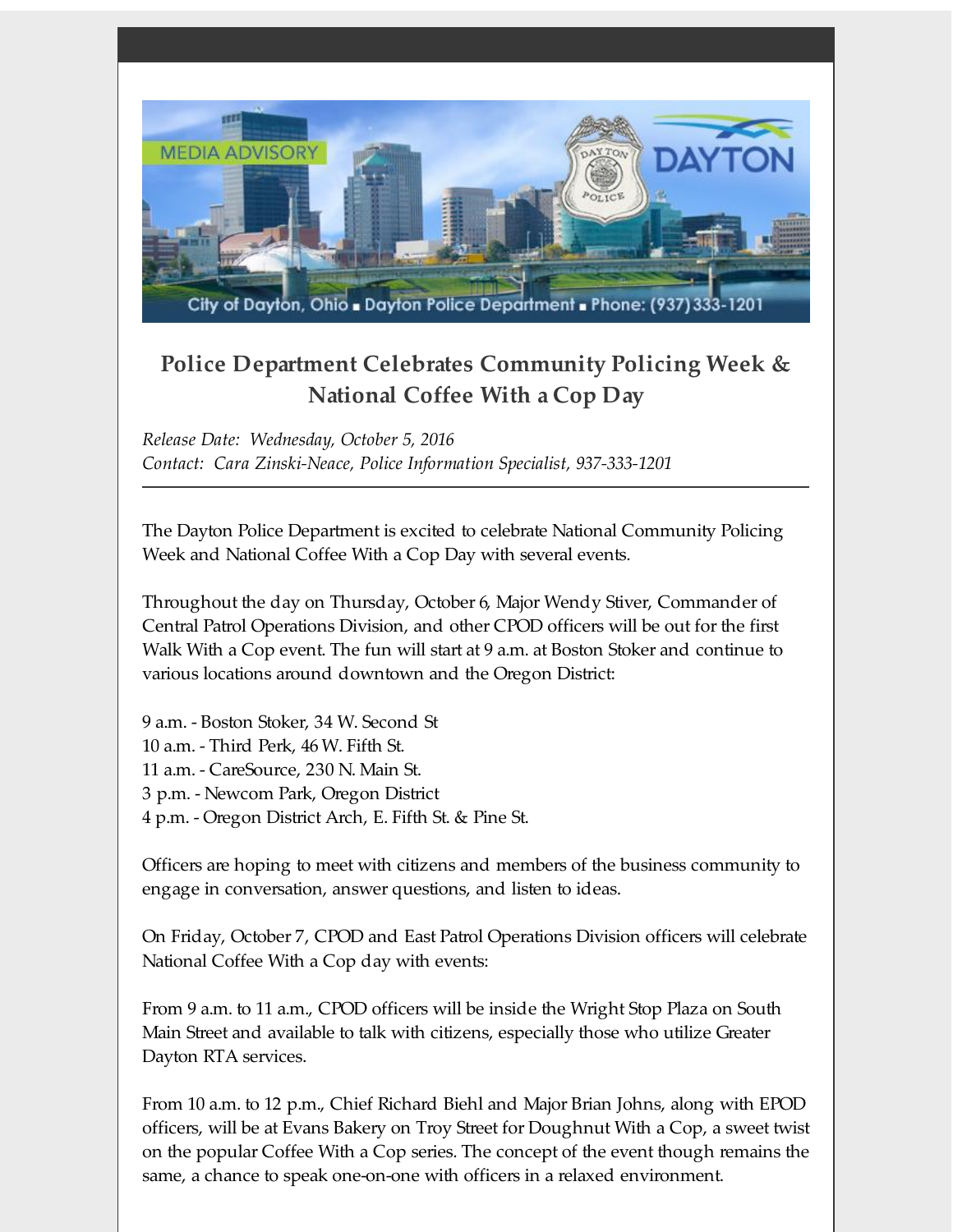MEDIA ADVISORY

City of Dayton, Ohio ■ Dayton Police Department ■ Phone: (937) 333-1201

## Police Department Celebrates Community Policing Week & National Coffee With a Cop Day

*Release Date: Wednesday, October 5, 2016*
*Contact: Cara Zinski-Neace, Police Information Specialist, 937-333-1201*

---

The Dayton Police Department is excited to celebrate National Community Policing Week and National Coffee With a Cop Day with several events.

Throughout the day on Thursday, October 6, Major Wendy Stiver, Commander of Central Patrol Operations Division, and other CPOD officers will be out for the first Walk With a Cop event. The fun will start at 9 a.m. at Boston Stoker and continue to various locations around downtown and the Oregon District:

9 a.m. - Boston Stoker, 34 W. Second St
10 a.m. - Third Perk, 46 W. Fifth St.
11 a.m. - CareSource, 230 N. Main St.
3 p.m. - Newcom Park, Oregon District
4 p.m. - Oregon District Arch, E. Fifth St. & Pine St.

Officers are hoping to meet with citizens and members of the business community to engage in conversation, answer questions, and listen to ideas.

On Friday, October 7, CPOD and East Patrol Operations Division officers will celebrate National Coffee With a Cop day with events:

From 9 a.m. to 11 a.m., CPOD officers will be inside the Wright Stop Plaza on South Main Street and available to talk with citizens, especially those who utilize Greater Dayton RTA services.

From 10 a.m. to 12 p.m., Chief Richard Biehl and Major Brian Johns, along with EPOD officers, will be at Evans Bakery on Troy Street for Doughnut With a Cop, a sweet twist on the popular Coffee With a Cop series. The concept of the event though remains the same, a chance to speak one-on-one with officers in a relaxed environment.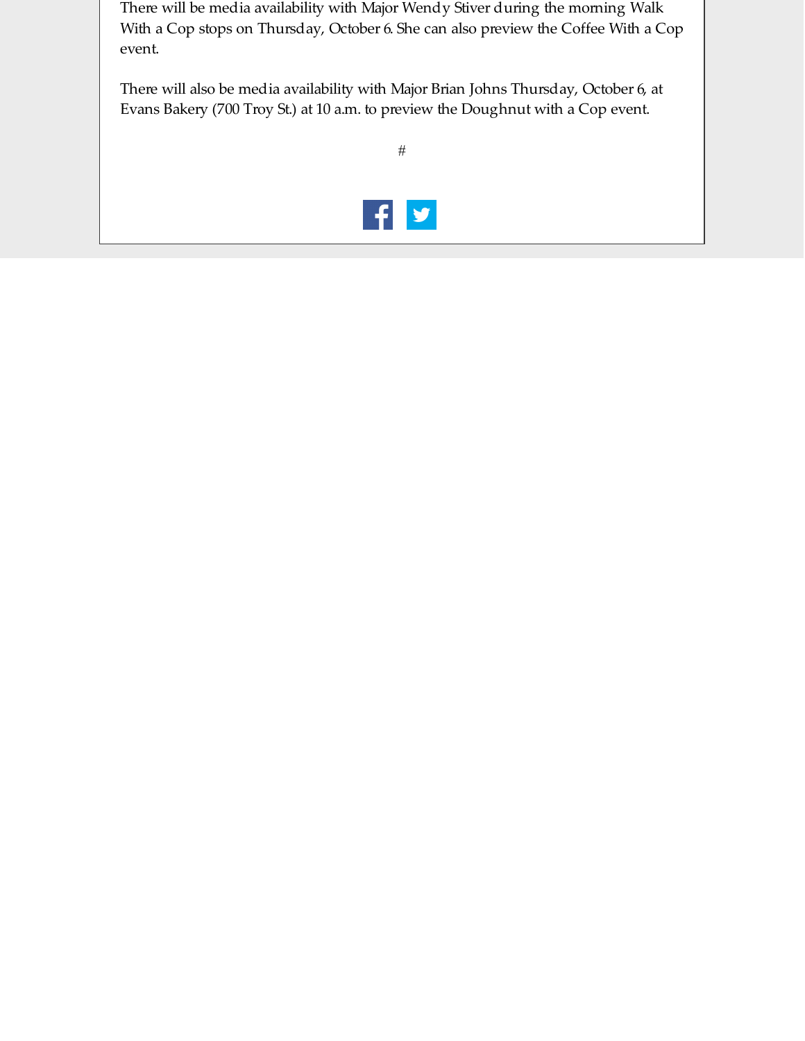There will be media availability with Major Wendy Stiver during the morning Walk With a Cop stops on Thursday, October 6. She can also preview the Coffee With a Cop event.

There will also be media availability with Major Brian Johns Thursday, October 6, at Evans Bakery (700 Troy St.) at 10 a.m. to preview the Doughnut with a Cop event.

#